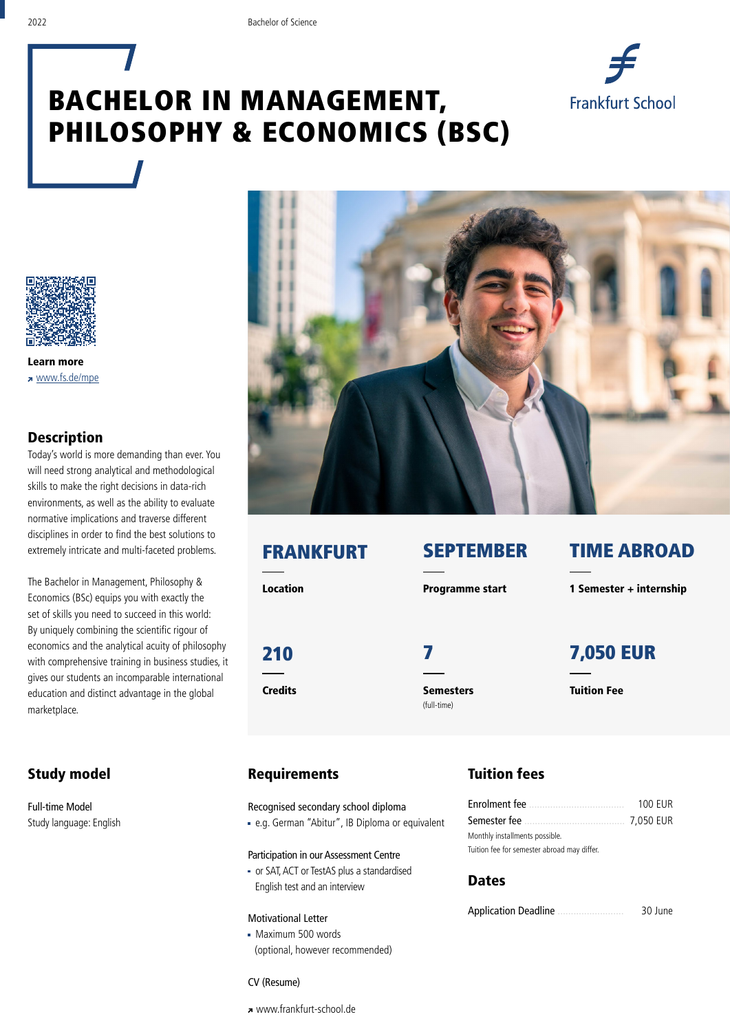2022

Bachelor of Science

# BACHELOR IN MANAGEMENT, PHILOSOPHY & ECONOMICS (BSC)

Frankfurt School

**Learn more**
www.fs.de/mpe

## Description

Today's world is more demanding than ever. You will need strong analytical and methodological skills to make the right decisions in data-rich environments, as well as the ability to evaluate normative implications and traverse different disciplines in order to find the best solutions to extremely intricate and multi-faceted problems.

The Bachelor in Management, Philosophy & Economics (BSc) equips you with exactly the set of skills you need to succeed in this world: By uniquely combining the scientific rigour of economics and the analytical acuity of philosophy with comprehensive training in business studies, it gives our students an incomparable international education and distinct advantage in the global marketplace.

**FRANKFURT**
**Location**

**SEPTEMBER**
**Programme start**

**TIME ABROAD**
**1 Semester + internship**

**210**
**Credits**

**7**
**Semesters**
(full-time)

**7,050 EUR**
**Tuition Fee**

## Study model

Full-time Model
Study language: English

## Requirements

Recognised secondary school diploma
- e.g. German "Abitur", IB Diploma or equivalent

Participation in our Assessment Centre
- or SAT, ACT or TestAS plus a standardised English test and an interview

Motivational Letter
- Maximum 500 words (optional, however recommended)

CV (Resume)

www.frankfurt-school.de

## Tuition fees

| | |
|---|---|
| Enrolment fee | 100 EUR |
| Semester fee | 7,050 EUR |

Monthly installments possible.
Tuition fee for semester abroad may differ.

## Dates

| | |
|---|---|
| Application Deadline | 30 June |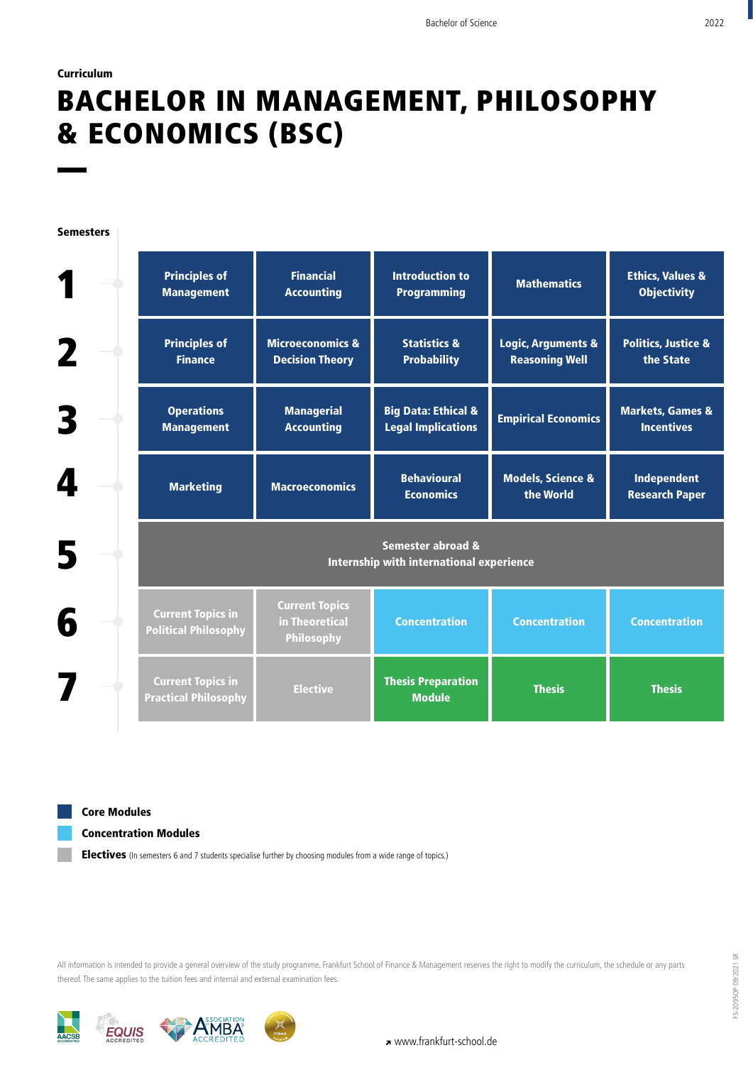Curriculum

# BACHELOR IN MANAGEMENT, PHILOSOPHY & ECONOMICS (BSC)

**Semesters**

| Semester | | | | | |
|---|---|---|---|---|---|
| 1 | Principles of Management | Financial Accounting | Introduction to Programming | Mathematics | Ethics, Values & Objectivity |
| 2 | Principles of Finance | Microeconomics & Decision Theory | Statistics & Probability | Logic, Arguments & Reasoning Well | Politics, Justice & the State |
| 3 | Operations Management | Managerial Accounting | Big Data: Ethical & Legal Implications | Empirical Economics | Markets, Games & Incentives |
| 4 | Marketing | Macroeconomics | Behavioural Economics | Models, Science & the World | Independent Research Paper |
| 5 | Semester abroad & Internship with international experience | | | | |
| 6 | Current Topics in Political Philosophy | Current Topics in Theoretical Philosophy | Concentration | Concentration | Concentration |
| 7 | Current Topics in Practical Philosophy | Elective | Thesis Preparation Module | Thesis | Thesis |

**Core Modules**

**Concentration Modules**

**Electives** (In semesters 6 and 7 students specialise further by choosing modules from a wide range of topics.)

All information is intended to provide a general overview of the study programme. Frankfurt School of Finance & Management reserves the right to modify the curriculum, the schedule or any parts thereof. The same applies to the tuition fees and internal and external examination fees.

www.frankfurt-school.de